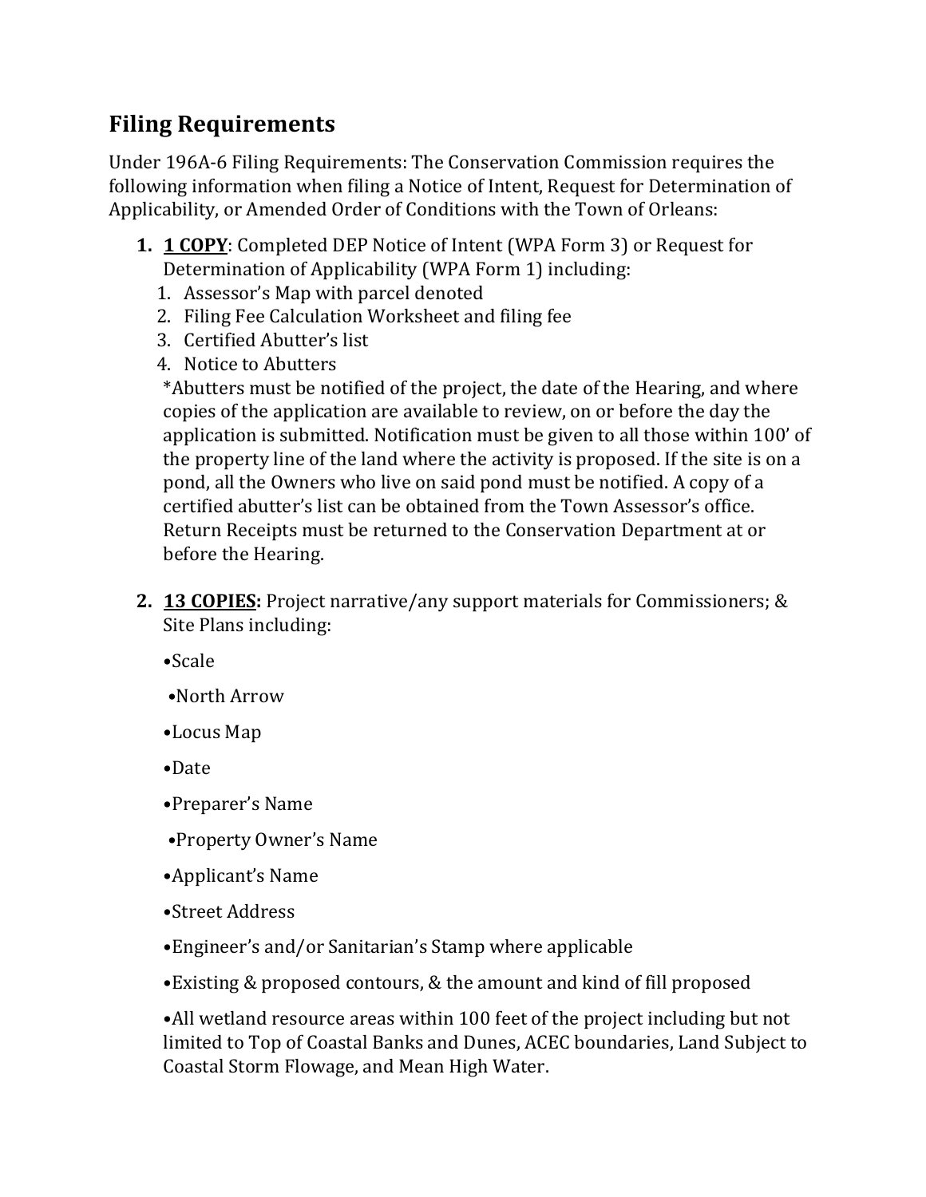## Filing Requirements

Under 196A-6 Filing Requirements: The Conservation Commission requires the following information when filing a Notice of Intent, Request for Determination of Applicability, or Amended Order of Conditions with the Town of Orleans:

1. **<u>1 COPY</u>**: Completed DEP Notice of Intent (WPA Form 3) or Request for Determination of Applicability (WPA Form 1) including:
   1. Assessor's Map with parcel denoted
   2. Filing Fee Calculation Worksheet and filing fee
   3. Certified Abutter's list
   4. Notice to Abutters

   *Abutters must be notified of the project, the date of the Hearing, and where copies of the application are available to review, on or before the day the application is submitted. Notification must be given to all those within 100' of the property line of the land where the activity is proposed. If the site is on a pond, all the Owners who live on said pond must be notified. A copy of a certified abutter's list can be obtained from the Town Assessor's office. Return Receipts must be returned to the Conservation Department at or before the Hearing.

2. **<u>13 COPIES</u>:** Project narrative/any support materials for Commissioners; & Site Plans including:

   •Scale

   •North Arrow

   •Locus Map

   •Date

   •Preparer's Name

   •Property Owner's Name

   •Applicant's Name

   •Street Address

   •Engineer's and/or Sanitarian's Stamp where applicable

   •Existing & proposed contours, & the amount and kind of fill proposed

   •All wetland resource areas within 100 feet of the project including but not limited to Top of Coastal Banks and Dunes, ACEC boundaries, Land Subject to Coastal Storm Flowage, and Mean High Water.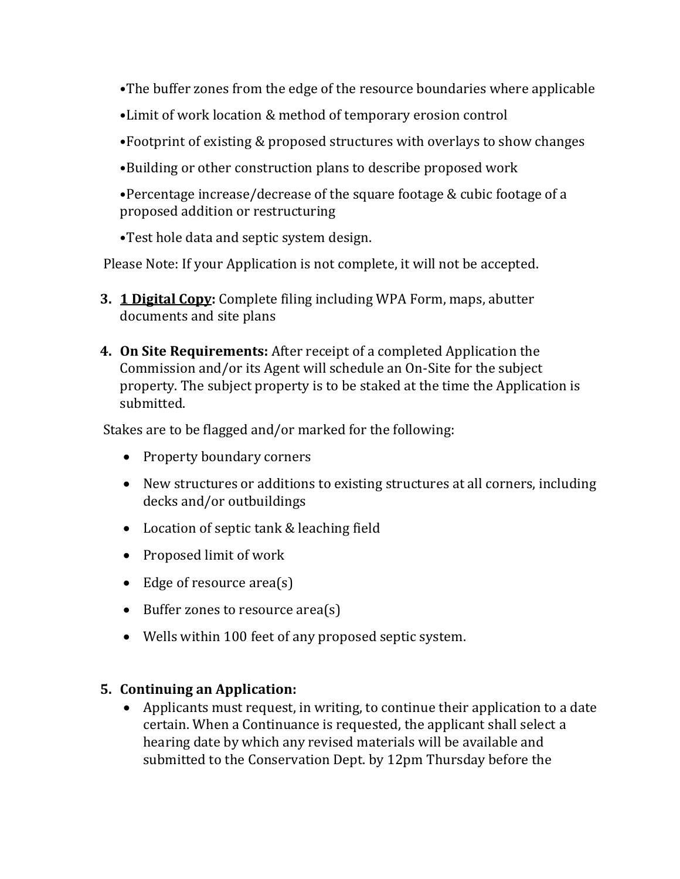- The buffer zones from the edge of the resource boundaries where applicable
- Limit of work location & method of temporary erosion control
- Footprint of existing & proposed structures with overlays to show changes
- Building or other construction plans to describe proposed work
- Percentage increase/decrease of the square footage & cubic footage of a proposed addition or restructuring
- Test hole data and septic system design.

Please Note: If your Application is not complete, it will not be accepted.

3. **<u>1 Digital Copy</u>:** Complete filing including WPA Form, maps, abutter documents and site plans

4. **On Site Requirements:** After receipt of a completed Application the Commission and/or its Agent will schedule an On-Site for the subject property. The subject property is to be staked at the time the Application is submitted.

Stakes are to be flagged and/or marked for the following:

- Property boundary corners
- New structures or additions to existing structures at all corners, including decks and/or outbuildings
- Location of septic tank & leaching field
- Proposed limit of work
- Edge of resource area(s)
- Buffer zones to resource area(s)
- Wells within 100 feet of any proposed septic system.

5. **Continuing an Application:**
   - Applicants must request, in writing, to continue their application to a date certain. When a Continuance is requested, the applicant shall select a hearing date by which any revised materials will be available and submitted to the Conservation Dept. by 12pm Thursday before the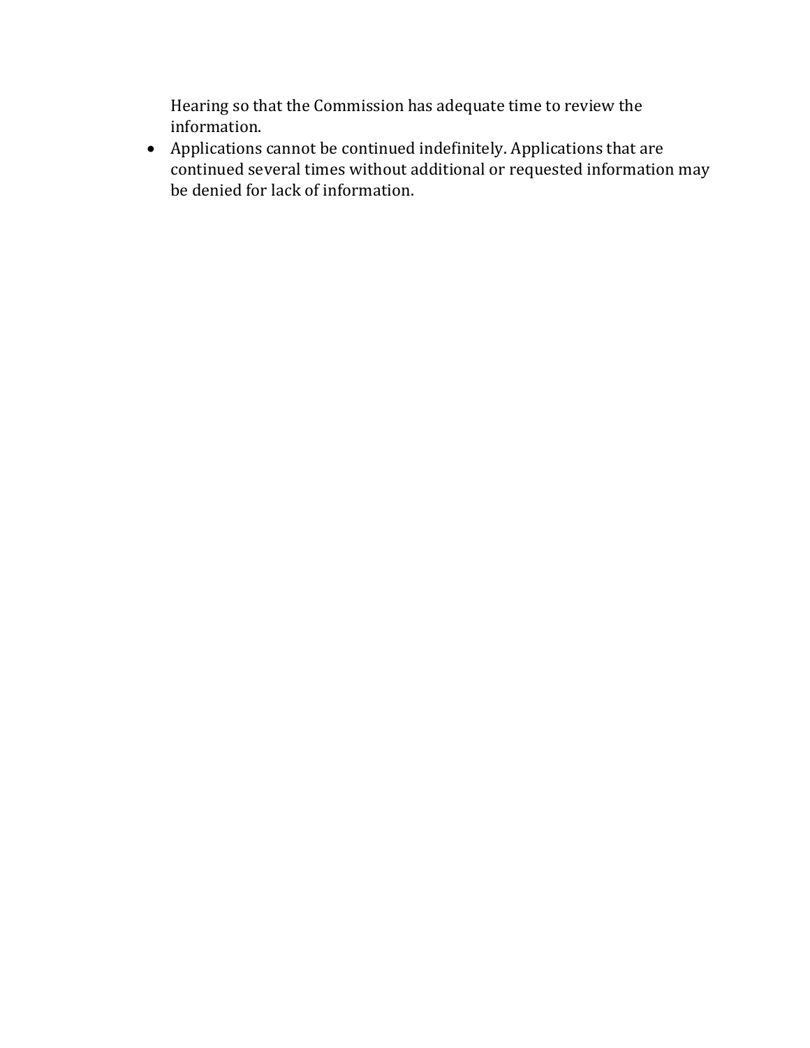Hearing so that the Commission has adequate time to review the information.

- Applications cannot be continued indefinitely. Applications that are continued several times without additional or requested information may be denied for lack of information.